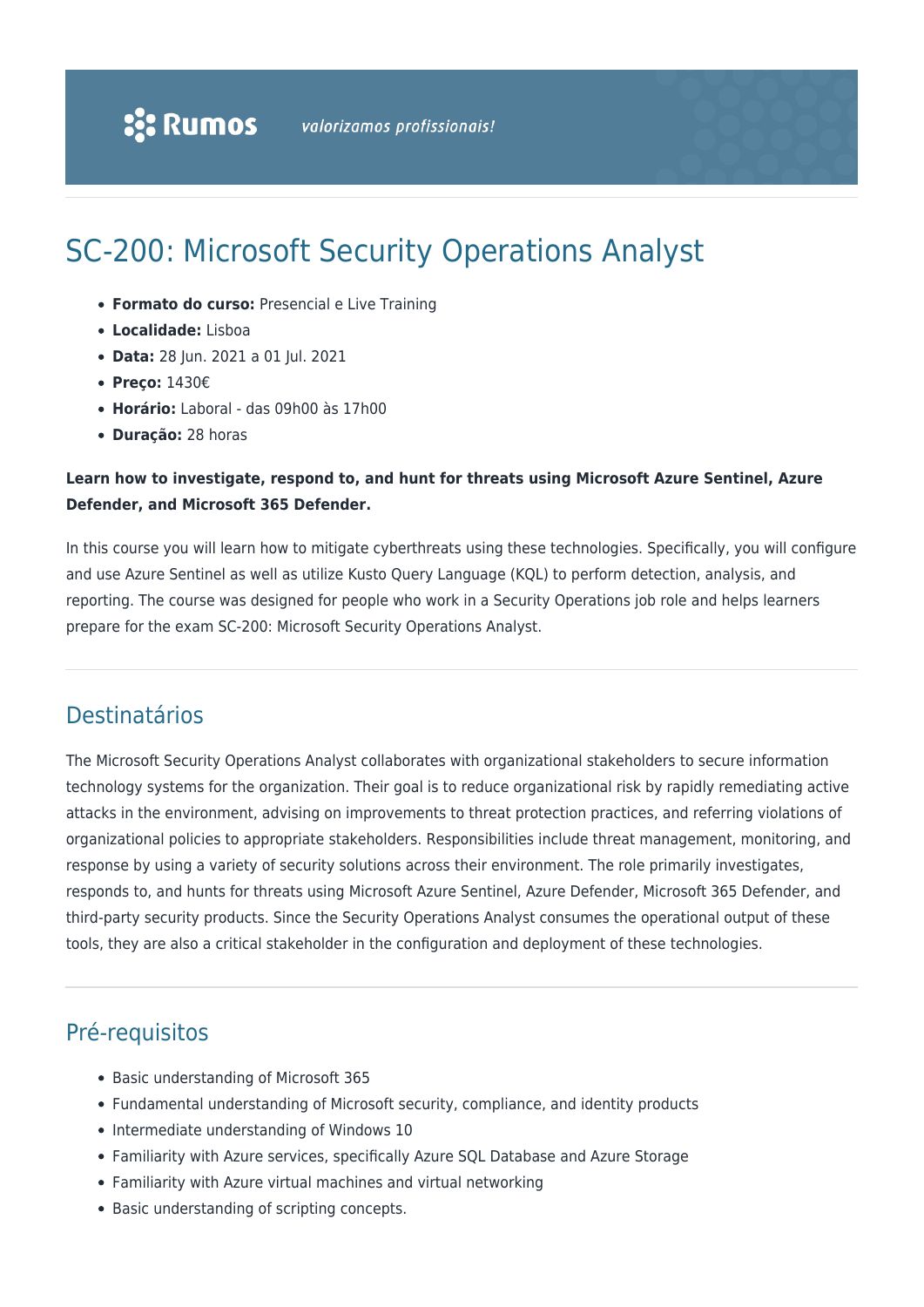# SC-200: Microsoft Security Operations Analyst

- **Formato do curso:** Presencial e Live Training
- **Localidade:** Lisboa
- **Data:** 28 Jun. 2021 a 01 Jul. 2021
- **Preço:** 1430€
- **Horário:** Laboral - das 09h00 às 17h00
- **Duração:** 28 horas

**Learn how to investigate, respond to, and hunt for threats using Microsoft Azure Sentinel, Azure Defender, and Microsoft 365 Defender.**

In this course you will learn how to mitigate cyberthreats using these technologies. Specifically, you will configure and use Azure Sentinel as well as utilize Kusto Query Language (KQL) to perform detection, analysis, and reporting. The course was designed for people who work in a Security Operations job role and helps learners prepare for the exam SC-200: Microsoft Security Operations Analyst.

## Destinatários

The Microsoft Security Operations Analyst collaborates with organizational stakeholders to secure information technology systems for the organization. Their goal is to reduce organizational risk by rapidly remediating active attacks in the environment, advising on improvements to threat protection practices, and referring violations of organizational policies to appropriate stakeholders. Responsibilities include threat management, monitoring, and response by using a variety of security solutions across their environment. The role primarily investigates, responds to, and hunts for threats using Microsoft Azure Sentinel, Azure Defender, Microsoft 365 Defender, and third-party security products. Since the Security Operations Analyst consumes the operational output of these tools, they are also a critical stakeholder in the configuration and deployment of these technologies.

## Pré-requisitos

- Basic understanding of Microsoft 365
- Fundamental understanding of Microsoft security, compliance, and identity products
- Intermediate understanding of Windows 10
- Familiarity with Azure services, specifically Azure SQL Database and Azure Storage
- Familiarity with Azure virtual machines and virtual networking
- Basic understanding of scripting concepts.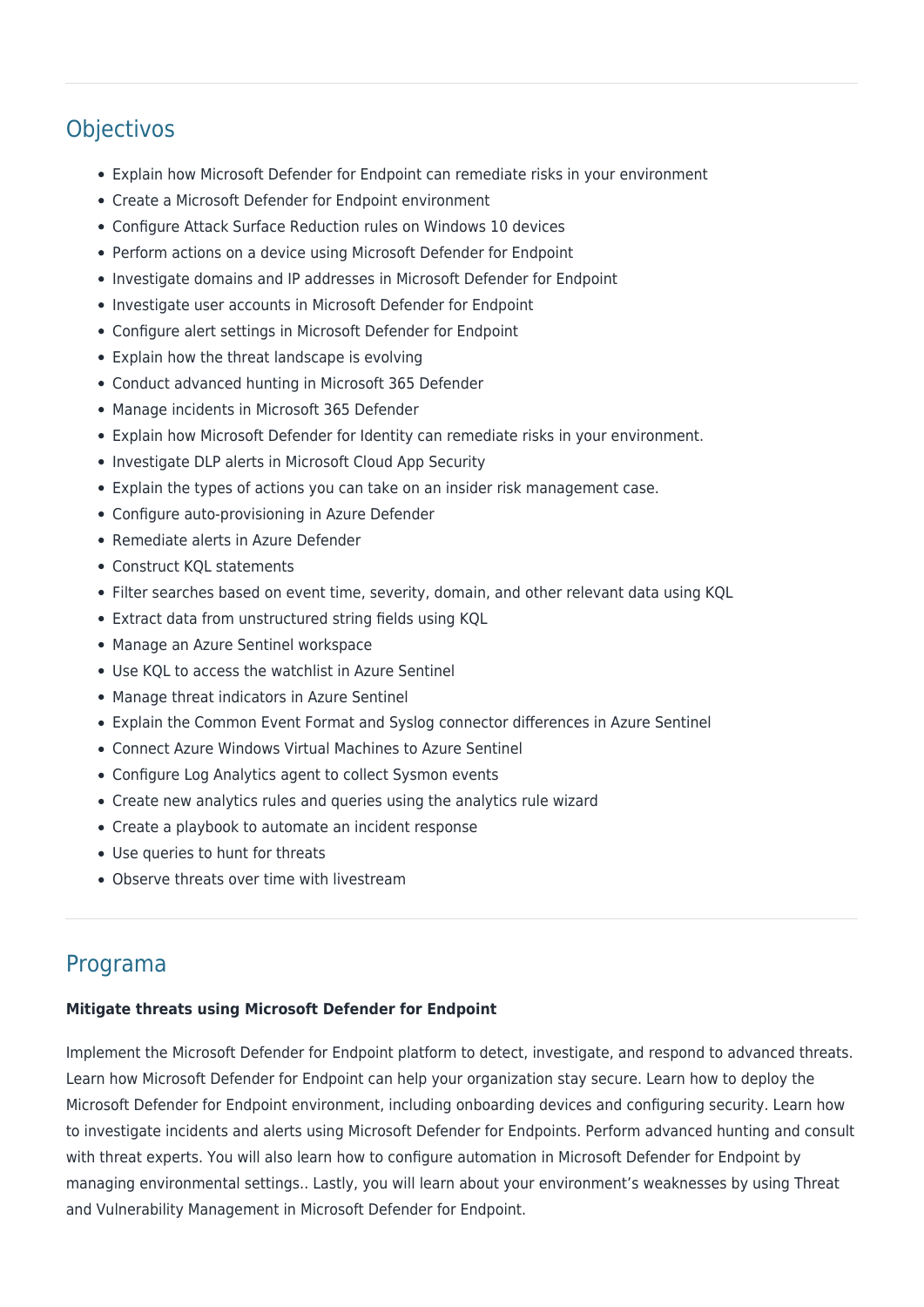## Objectivos

- Explain how Microsoft Defender for Endpoint can remediate risks in your environment
- Create a Microsoft Defender for Endpoint environment
- Configure Attack Surface Reduction rules on Windows 10 devices
- Perform actions on a device using Microsoft Defender for Endpoint
- Investigate domains and IP addresses in Microsoft Defender for Endpoint
- Investigate user accounts in Microsoft Defender for Endpoint
- Configure alert settings in Microsoft Defender for Endpoint
- Explain how the threat landscape is evolving
- Conduct advanced hunting in Microsoft 365 Defender
- Manage incidents in Microsoft 365 Defender
- Explain how Microsoft Defender for Identity can remediate risks in your environment.
- Investigate DLP alerts in Microsoft Cloud App Security
- Explain the types of actions you can take on an insider risk management case.
- Configure auto-provisioning in Azure Defender
- Remediate alerts in Azure Defender
- Construct KQL statements
- Filter searches based on event time, severity, domain, and other relevant data using KQL
- Extract data from unstructured string fields using KQL
- Manage an Azure Sentinel workspace
- Use KQL to access the watchlist in Azure Sentinel
- Manage threat indicators in Azure Sentinel
- Explain the Common Event Format and Syslog connector differences in Azure Sentinel
- Connect Azure Windows Virtual Machines to Azure Sentinel
- Configure Log Analytics agent to collect Sysmon events
- Create new analytics rules and queries using the analytics rule wizard
- Create a playbook to automate an incident response
- Use queries to hunt for threats
- Observe threats over time with livestream

## Programa

**Mitigate threats using Microsoft Defender for Endpoint**

Implement the Microsoft Defender for Endpoint platform to detect, investigate, and respond to advanced threats. Learn how Microsoft Defender for Endpoint can help your organization stay secure. Learn how to deploy the Microsoft Defender for Endpoint environment, including onboarding devices and configuring security. Learn how to investigate incidents and alerts using Microsoft Defender for Endpoints. Perform advanced hunting and consult with threat experts. You will also learn how to configure automation in Microsoft Defender for Endpoint by managing environmental settings.. Lastly, you will learn about your environment's weaknesses by using Threat and Vulnerability Management in Microsoft Defender for Endpoint.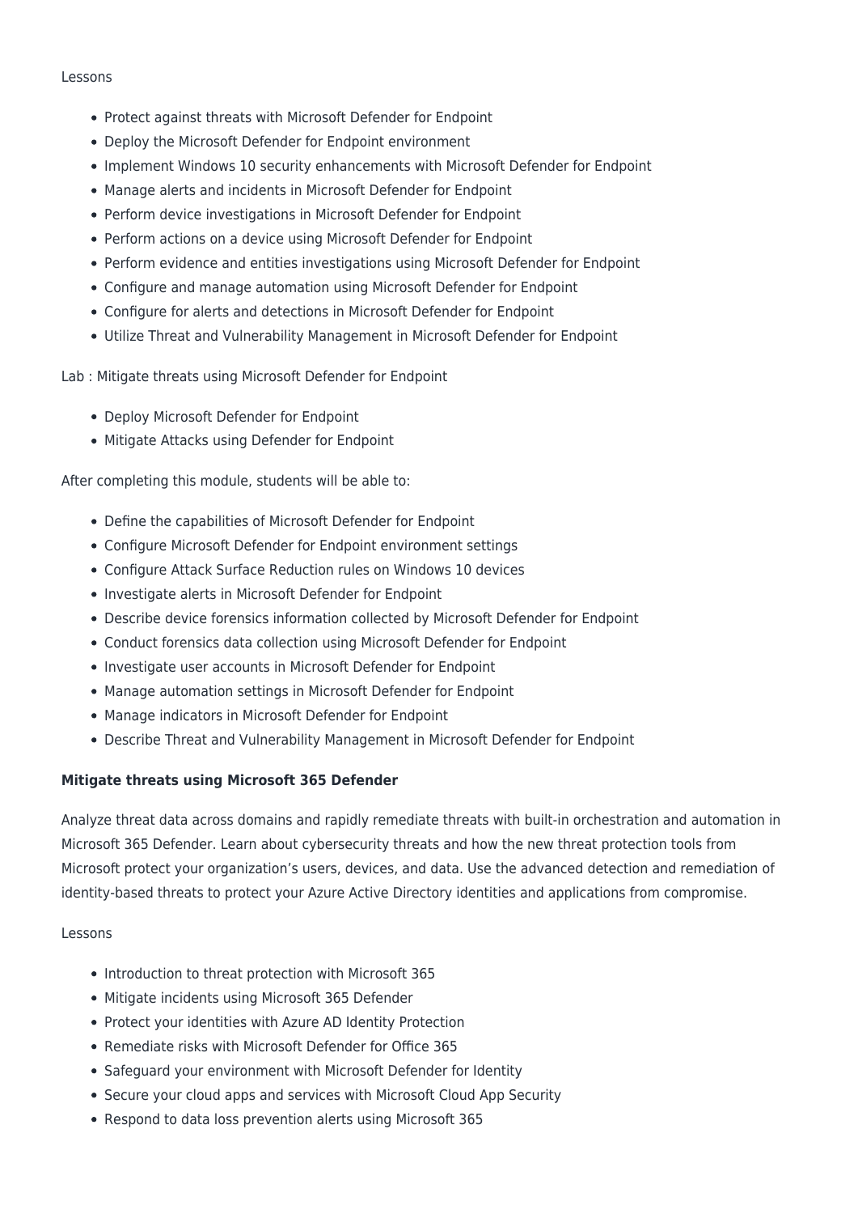Lessons

- Protect against threats with Microsoft Defender for Endpoint
- Deploy the Microsoft Defender for Endpoint environment
- Implement Windows 10 security enhancements with Microsoft Defender for Endpoint
- Manage alerts and incidents in Microsoft Defender for Endpoint
- Perform device investigations in Microsoft Defender for Endpoint
- Perform actions on a device using Microsoft Defender for Endpoint
- Perform evidence and entities investigations using Microsoft Defender for Endpoint
- Configure and manage automation using Microsoft Defender for Endpoint
- Configure for alerts and detections in Microsoft Defender for Endpoint
- Utilize Threat and Vulnerability Management in Microsoft Defender for Endpoint

Lab : Mitigate threats using Microsoft Defender for Endpoint

- Deploy Microsoft Defender for Endpoint
- Mitigate Attacks using Defender for Endpoint

After completing this module, students will be able to:

- Define the capabilities of Microsoft Defender for Endpoint
- Configure Microsoft Defender for Endpoint environment settings
- Configure Attack Surface Reduction rules on Windows 10 devices
- Investigate alerts in Microsoft Defender for Endpoint
- Describe device forensics information collected by Microsoft Defender for Endpoint
- Conduct forensics data collection using Microsoft Defender for Endpoint
- Investigate user accounts in Microsoft Defender for Endpoint
- Manage automation settings in Microsoft Defender for Endpoint
- Manage indicators in Microsoft Defender for Endpoint
- Describe Threat and Vulnerability Management in Microsoft Defender for Endpoint

**Mitigate threats using Microsoft 365 Defender**

Analyze threat data across domains and rapidly remediate threats with built-in orchestration and automation in Microsoft 365 Defender. Learn about cybersecurity threats and how the new threat protection tools from Microsoft protect your organization's users, devices, and data. Use the advanced detection and remediation of identity-based threats to protect your Azure Active Directory identities and applications from compromise.

Lessons

- Introduction to threat protection with Microsoft 365
- Mitigate incidents using Microsoft 365 Defender
- Protect your identities with Azure AD Identity Protection
- Remediate risks with Microsoft Defender for Office 365
- Safeguard your environment with Microsoft Defender for Identity
- Secure your cloud apps and services with Microsoft Cloud App Security
- Respond to data loss prevention alerts using Microsoft 365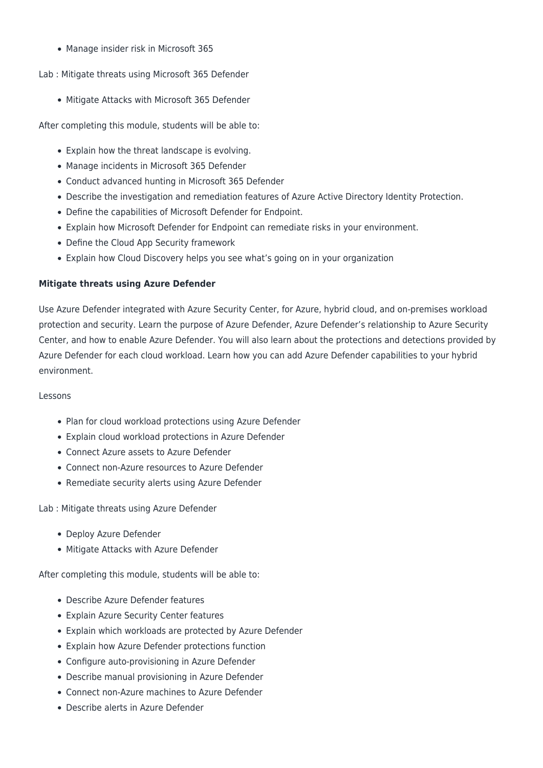- Manage insider risk in Microsoft 365

Lab : Mitigate threats using Microsoft 365 Defender

- Mitigate Attacks with Microsoft 365 Defender

After completing this module, students will be able to:

- Explain how the threat landscape is evolving.
- Manage incidents in Microsoft 365 Defender
- Conduct advanced hunting in Microsoft 365 Defender
- Describe the investigation and remediation features of Azure Active Directory Identity Protection.
- Define the capabilities of Microsoft Defender for Endpoint.
- Explain how Microsoft Defender for Endpoint can remediate risks in your environment.
- Define the Cloud App Security framework
- Explain how Cloud Discovery helps you see what's going on in your organization

**Mitigate threats using Azure Defender**

Use Azure Defender integrated with Azure Security Center, for Azure, hybrid cloud, and on-premises workload protection and security. Learn the purpose of Azure Defender, Azure Defender's relationship to Azure Security Center, and how to enable Azure Defender. You will also learn about the protections and detections provided by Azure Defender for each cloud workload. Learn how you can add Azure Defender capabilities to your hybrid environment.

Lessons

- Plan for cloud workload protections using Azure Defender
- Explain cloud workload protections in Azure Defender
- Connect Azure assets to Azure Defender
- Connect non-Azure resources to Azure Defender
- Remediate security alerts using Azure Defender

Lab : Mitigate threats using Azure Defender

- Deploy Azure Defender
- Mitigate Attacks with Azure Defender

After completing this module, students will be able to:

- Describe Azure Defender features
- Explain Azure Security Center features
- Explain which workloads are protected by Azure Defender
- Explain how Azure Defender protections function
- Configure auto-provisioning in Azure Defender
- Describe manual provisioning in Azure Defender
- Connect non-Azure machines to Azure Defender
- Describe alerts in Azure Defender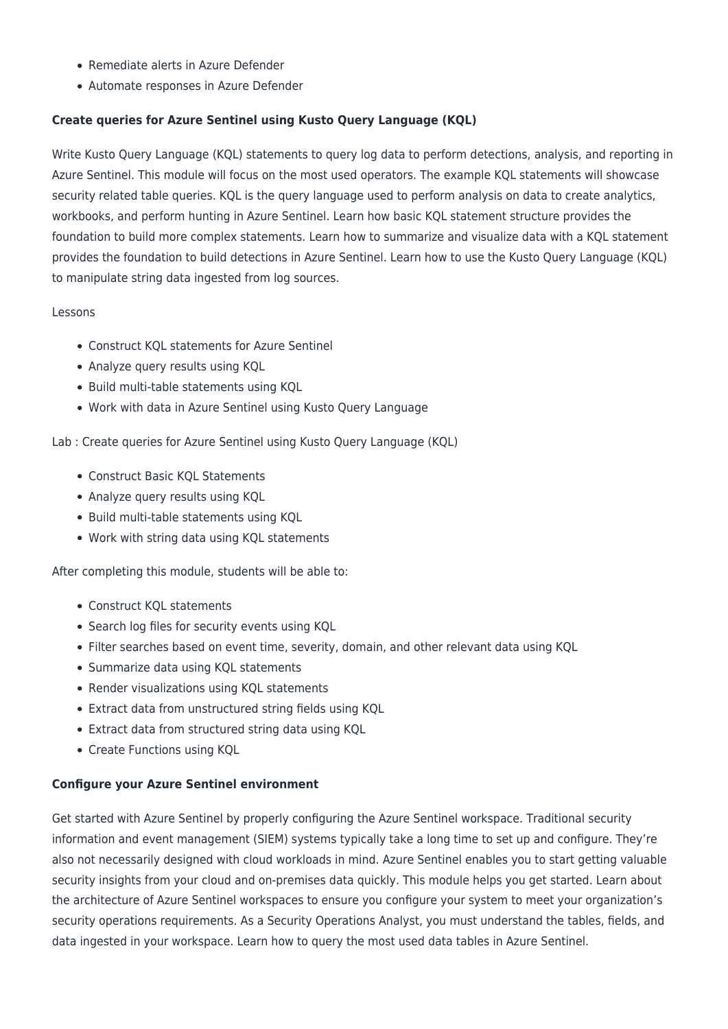- Remediate alerts in Azure Defender
- Automate responses in Azure Defender

**Create queries for Azure Sentinel using Kusto Query Language (KQL)**

Write Kusto Query Language (KQL) statements to query log data to perform detections, analysis, and reporting in Azure Sentinel. This module will focus on the most used operators. The example KQL statements will showcase security related table queries. KQL is the query language used to perform analysis on data to create analytics, workbooks, and perform hunting in Azure Sentinel. Learn how basic KQL statement structure provides the foundation to build more complex statements. Learn how to summarize and visualize data with a KQL statement provides the foundation to build detections in Azure Sentinel. Learn how to use the Kusto Query Language (KQL) to manipulate string data ingested from log sources.

Lessons

- Construct KQL statements for Azure Sentinel
- Analyze query results using KQL
- Build multi-table statements using KQL
- Work with data in Azure Sentinel using Kusto Query Language

Lab : Create queries for Azure Sentinel using Kusto Query Language (KQL)

- Construct Basic KQL Statements
- Analyze query results using KQL
- Build multi-table statements using KQL
- Work with string data using KQL statements

After completing this module, students will be able to:

- Construct KQL statements
- Search log files for security events using KQL
- Filter searches based on event time, severity, domain, and other relevant data using KQL
- Summarize data using KQL statements
- Render visualizations using KQL statements
- Extract data from unstructured string fields using KQL
- Extract data from structured string data using KQL
- Create Functions using KQL

**Configure your Azure Sentinel environment**

Get started with Azure Sentinel by properly configuring the Azure Sentinel workspace. Traditional security information and event management (SIEM) systems typically take a long time to set up and configure. They're also not necessarily designed with cloud workloads in mind. Azure Sentinel enables you to start getting valuable security insights from your cloud and on-premises data quickly. This module helps you get started. Learn about the architecture of Azure Sentinel workspaces to ensure you configure your system to meet your organization's security operations requirements. As a Security Operations Analyst, you must understand the tables, fields, and data ingested in your workspace. Learn how to query the most used data tables in Azure Sentinel.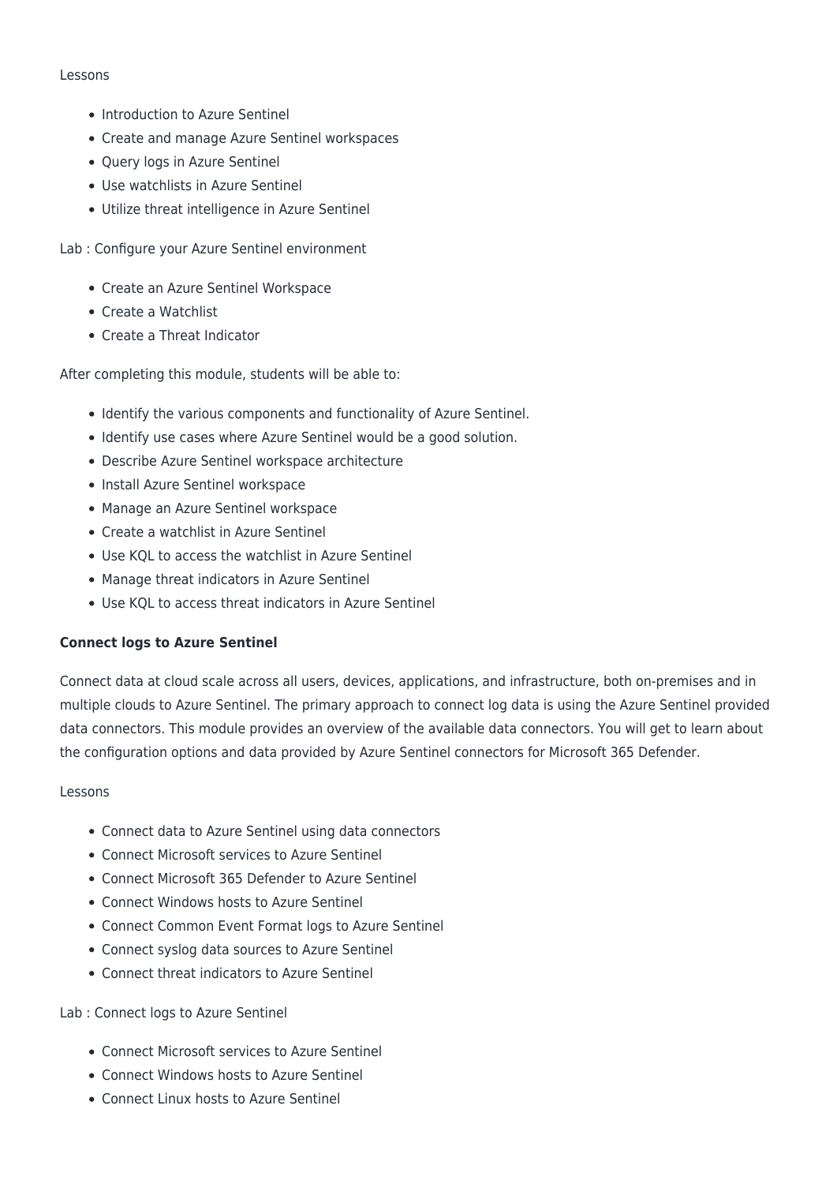Lessons

- Introduction to Azure Sentinel
- Create and manage Azure Sentinel workspaces
- Query logs in Azure Sentinel
- Use watchlists in Azure Sentinel
- Utilize threat intelligence in Azure Sentinel

Lab : Configure your Azure Sentinel environment

- Create an Azure Sentinel Workspace
- Create a Watchlist
- Create a Threat Indicator

After completing this module, students will be able to:

- Identify the various components and functionality of Azure Sentinel.
- Identify use cases where Azure Sentinel would be a good solution.
- Describe Azure Sentinel workspace architecture
- Install Azure Sentinel workspace
- Manage an Azure Sentinel workspace
- Create a watchlist in Azure Sentinel
- Use KQL to access the watchlist in Azure Sentinel
- Manage threat indicators in Azure Sentinel
- Use KQL to access threat indicators in Azure Sentinel

**Connect logs to Azure Sentinel**

Connect data at cloud scale across all users, devices, applications, and infrastructure, both on-premises and in multiple clouds to Azure Sentinel. The primary approach to connect log data is using the Azure Sentinel provided data connectors. This module provides an overview of the available data connectors. You will get to learn about the configuration options and data provided by Azure Sentinel connectors for Microsoft 365 Defender.

Lessons

- Connect data to Azure Sentinel using data connectors
- Connect Microsoft services to Azure Sentinel
- Connect Microsoft 365 Defender to Azure Sentinel
- Connect Windows hosts to Azure Sentinel
- Connect Common Event Format logs to Azure Sentinel
- Connect syslog data sources to Azure Sentinel
- Connect threat indicators to Azure Sentinel

Lab : Connect logs to Azure Sentinel

- Connect Microsoft services to Azure Sentinel
- Connect Windows hosts to Azure Sentinel
- Connect Linux hosts to Azure Sentinel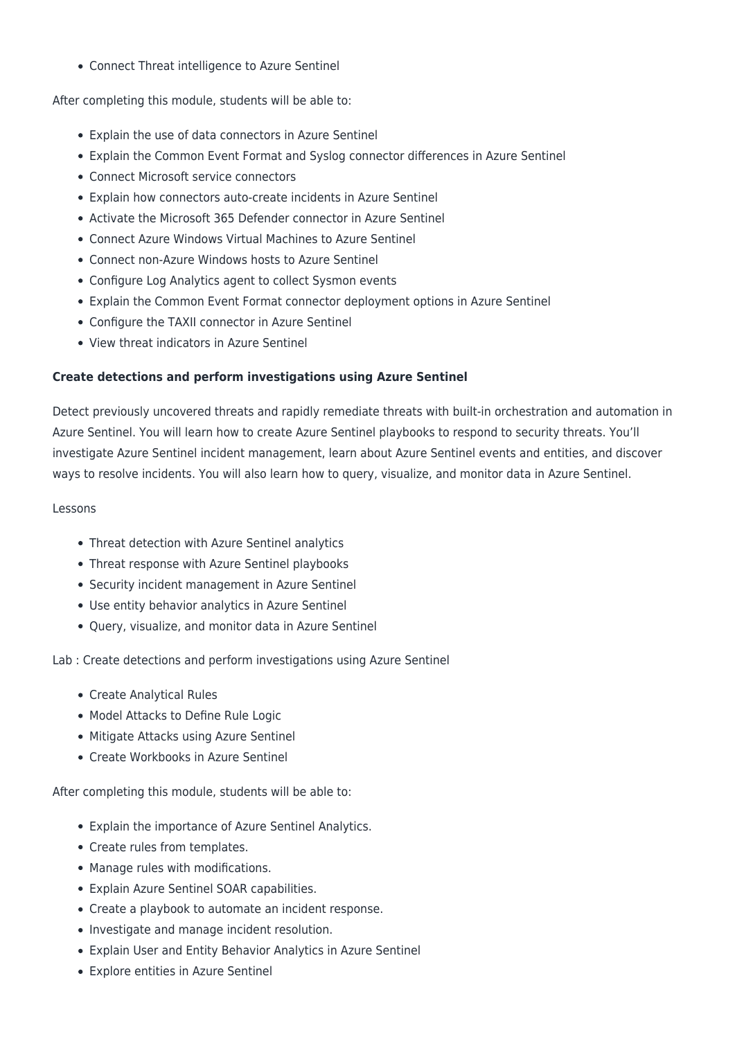- Connect Threat intelligence to Azure Sentinel

After completing this module, students will be able to:

- Explain the use of data connectors in Azure Sentinel
- Explain the Common Event Format and Syslog connector differences in Azure Sentinel
- Connect Microsoft service connectors
- Explain how connectors auto-create incidents in Azure Sentinel
- Activate the Microsoft 365 Defender connector in Azure Sentinel
- Connect Azure Windows Virtual Machines to Azure Sentinel
- Connect non-Azure Windows hosts to Azure Sentinel
- Configure Log Analytics agent to collect Sysmon events
- Explain the Common Event Format connector deployment options in Azure Sentinel
- Configure the TAXII connector in Azure Sentinel
- View threat indicators in Azure Sentinel

**Create detections and perform investigations using Azure Sentinel**

Detect previously uncovered threats and rapidly remediate threats with built-in orchestration and automation in Azure Sentinel. You will learn how to create Azure Sentinel playbooks to respond to security threats. You'll investigate Azure Sentinel incident management, learn about Azure Sentinel events and entities, and discover ways to resolve incidents. You will also learn how to query, visualize, and monitor data in Azure Sentinel.

Lessons

- Threat detection with Azure Sentinel analytics
- Threat response with Azure Sentinel playbooks
- Security incident management in Azure Sentinel
- Use entity behavior analytics in Azure Sentinel
- Query, visualize, and monitor data in Azure Sentinel

Lab : Create detections and perform investigations using Azure Sentinel

- Create Analytical Rules
- Model Attacks to Define Rule Logic
- Mitigate Attacks using Azure Sentinel
- Create Workbooks in Azure Sentinel

After completing this module, students will be able to:

- Explain the importance of Azure Sentinel Analytics.
- Create rules from templates.
- Manage rules with modifications.
- Explain Azure Sentinel SOAR capabilities.
- Create a playbook to automate an incident response.
- Investigate and manage incident resolution.
- Explain User and Entity Behavior Analytics in Azure Sentinel
- Explore entities in Azure Sentinel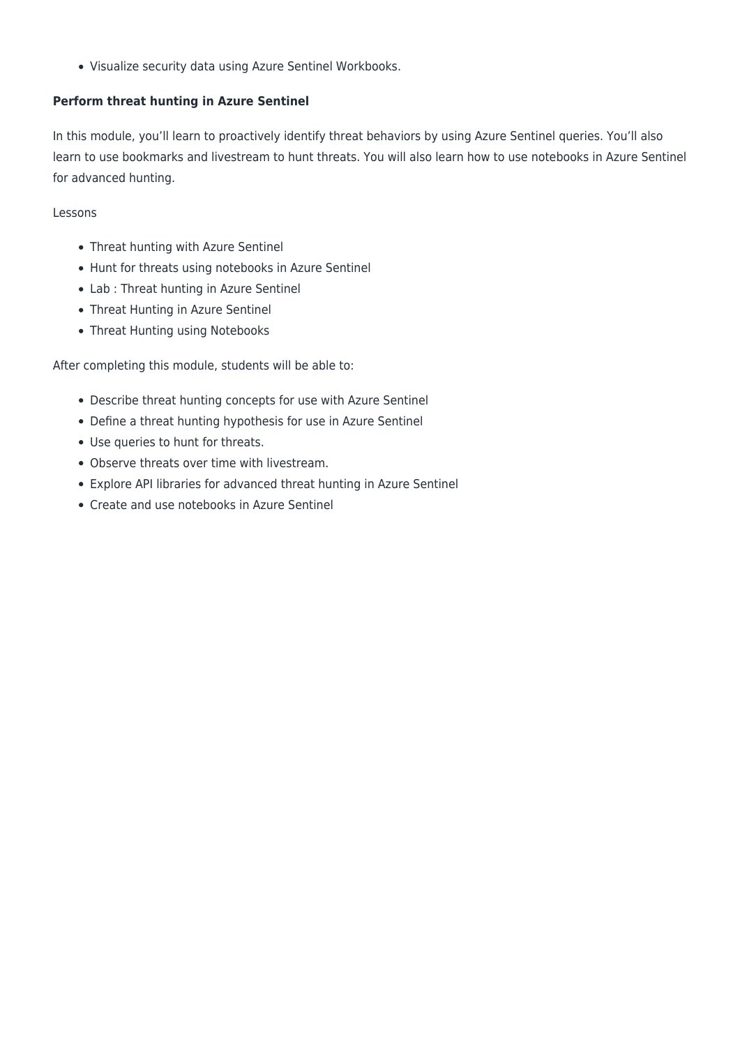- Visualize security data using Azure Sentinel Workbooks.

**Perform threat hunting in Azure Sentinel**

In this module, you'll learn to proactively identify threat behaviors by using Azure Sentinel queries. You'll also learn to use bookmarks and livestream to hunt threats. You will also learn how to use notebooks in Azure Sentinel for advanced hunting.

Lessons

- Threat hunting with Azure Sentinel
- Hunt for threats using notebooks in Azure Sentinel
- Lab : Threat hunting in Azure Sentinel
- Threat Hunting in Azure Sentinel
- Threat Hunting using Notebooks

After completing this module, students will be able to:

- Describe threat hunting concepts for use with Azure Sentinel
- Define a threat hunting hypothesis for use in Azure Sentinel
- Use queries to hunt for threats.
- Observe threats over time with livestream.
- Explore API libraries for advanced threat hunting in Azure Sentinel
- Create and use notebooks in Azure Sentinel